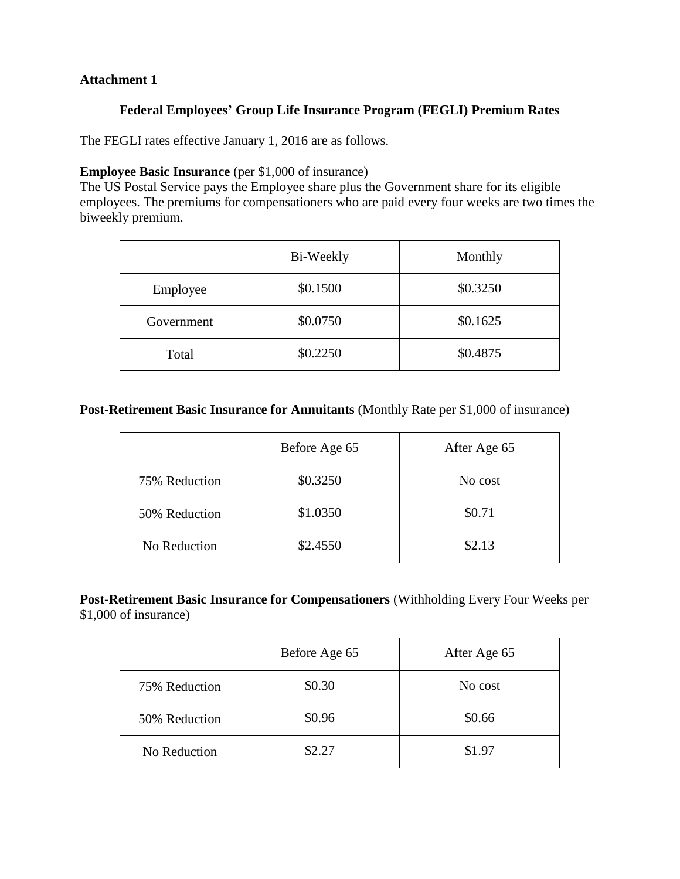**Attachment 1**

## Federal Employees' Group Life Insurance Program (FEGLI) Premium Rates

The FEGLI rates effective January 1, 2016 are as follows.

**Employee Basic Insurance** (per $1,000 of insurance)
The US Postal Service pays the Employee share plus the Government share for its eligible employees. The premiums for compensationers who are paid every four weeks are two times the biweekly premium.

| | Bi-Weekly | Monthly |
|---|---|---|
| Employee | $0.1500 | $0.3250 |
| Government | $0.0750 | $0.1625 |
| Total | $0.2250 | $0.4875 |

**Post-Retirement Basic Insurance for Annuitants** (Monthly Rate per $1,000 of insurance)

| | Before Age 65 | After Age 65 |
|---|---|---|
| 75% Reduction | $0.3250 | No cost |
| 50% Reduction | $1.0350 | $0.71 |
| No Reduction | $2.4550 | $2.13 |

**Post-Retirement Basic Insurance for Compensationers** (Withholding Every Four Weeks per $1,000 of insurance)

| | Before Age 65 | After Age 65 |
|---|---|---|
| 75% Reduction | $0.30 | No cost |
| 50% Reduction | $0.96 | $0.66 |
| No Reduction | $2.27 | $1.97 |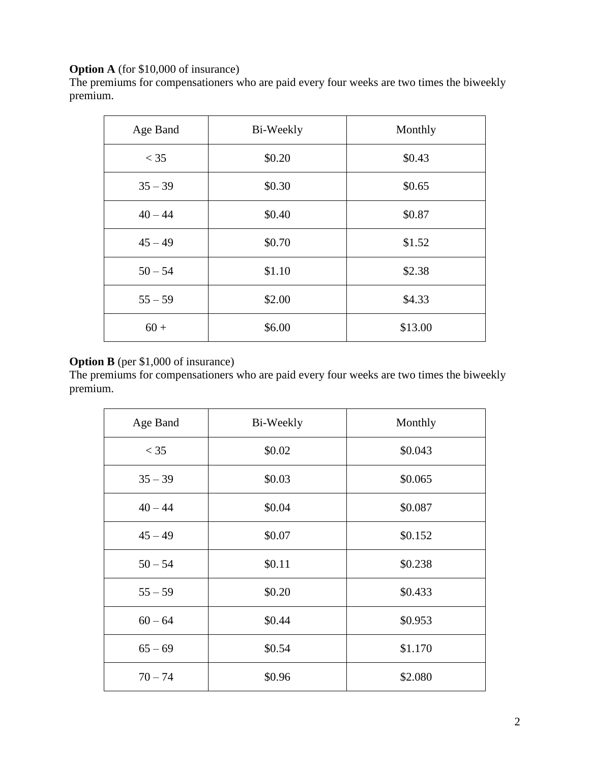**Option A** (for $10,000 of insurance)
The premiums for compensationers who are paid every four weeks are two times the biweekly premium.

| Age Band | Bi-Weekly | Monthly |
|---|---|---|
| < 35 | $0.20 | $0.43 |
| 35 – 39 | $0.30 | $0.65 |
| 40 – 44 | $0.40 | $0.87 |
| 45 – 49 | $0.70 | $1.52 |
| 50 – 54 | $1.10 | $2.38 |
| 55 – 59 | $2.00 | $4.33 |
| 60 + | $6.00 | $13.00 |

**Option B** (per $1,000 of insurance)
The premiums for compensationers who are paid every four weeks are two times the biweekly premium.

| Age Band | Bi-Weekly | Monthly |
|---|---|---|
| < 35 | $0.02 | $0.043 |
| 35 – 39 | $0.03 | $0.065 |
| 40 – 44 | $0.04 | $0.087 |
| 45 – 49 | $0.07 | $0.152 |
| 50 – 54 | $0.11 | $0.238 |
| 55 – 59 | $0.20 | $0.433 |
| 60 – 64 | $0.44 | $0.953 |
| 65 – 69 | $0.54 | $1.170 |
| 70 – 74 | $0.96 | $2.080 |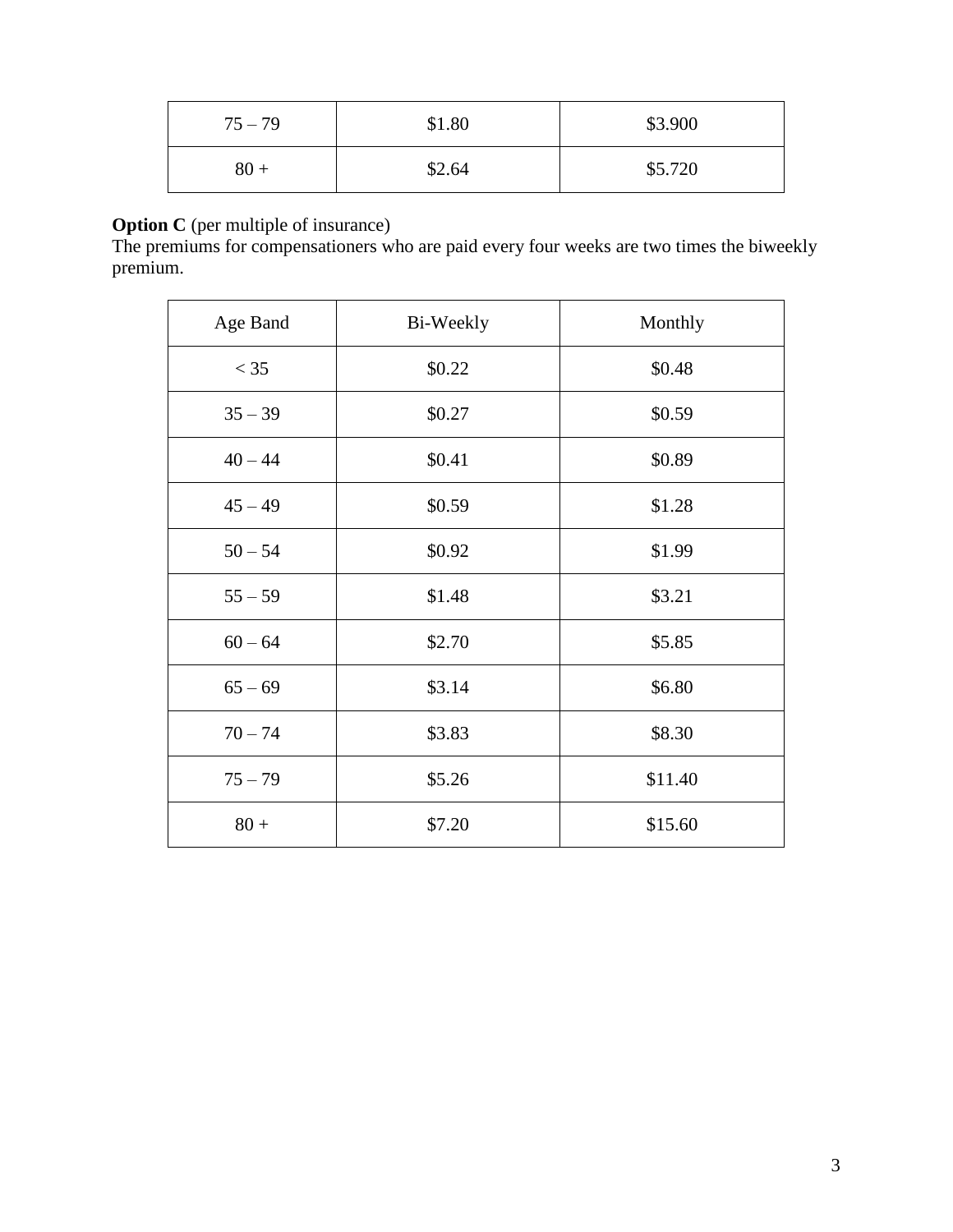| | | |
|---|---|---|
| 75 – 79 | $1.80 | $3.900 |
| 80 + | $2.64 | $5.720 |

**Option C** (per multiple of insurance)
The premiums for compensationers who are paid every four weeks are two times the biweekly premium.

| Age Band | Bi-Weekly | Monthly |
|---|---|---|
| < 35 | $0.22 | $0.48 |
| 35 – 39 | $0.27 | $0.59 |
| 40 – 44 | $0.41 | $0.89 |
| 45 – 49 | $0.59 | $1.28 |
| 50 – 54 | $0.92 | $1.99 |
| 55 – 59 | $1.48 | $3.21 |
| 60 – 64 | $2.70 | $5.85 |
| 65 – 69 | $3.14 | $6.80 |
| 70 – 74 | $3.83 | $8.30 |
| 75 – 79 | $5.26 | $11.40 |
| 80 + | $7.20 | $15.60 |